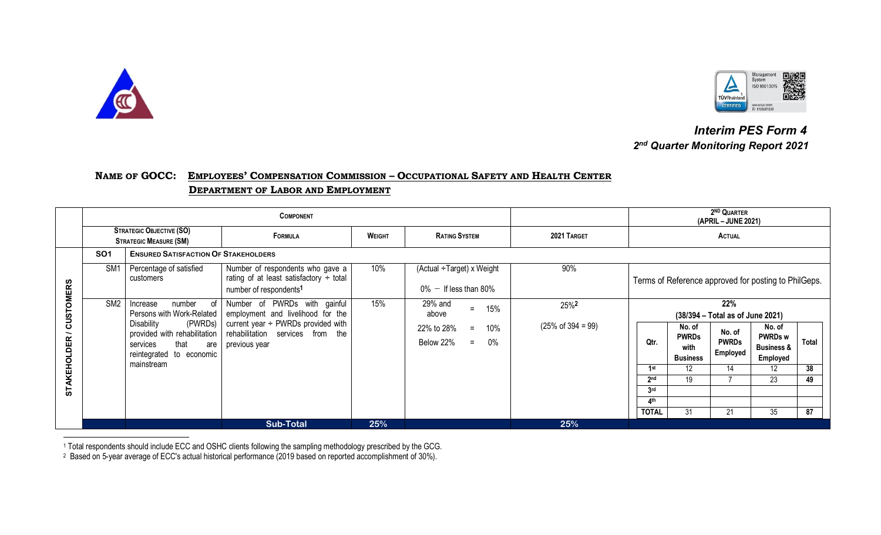*Interim PES Form 4*
***2nd Quarter Monitoring Report 2021***

**NAME OF GOCC: EMPLOYEES' COMPENSATION COMMISSION – OCCUPATIONAL SAFETY AND HEALTH CENTER**
**DEPARTMENT OF LABOR AND EMPLOYMENT**

| | Component | | | | | | 2ND QUARTER (APRIL – JUNE 2021) |
|---|---|---|---|---|---|---|---|
| | Strategic Objective (SO) / Strategic Measure (SM) | | Formula | Weight | Rating System | 2021 Target | Actual |
| STAKEHOLDER / CUSTOMERS | SO1 | Ensured Satisfaction Of Stakeholders | | | | | |
| | SM1 | Percentage of satisfied customers | Number of respondents who gave a rating of at least satisfactory ÷ total number of respondents[1] | 10% | (Actual ÷Target) x Weight<br>0% – If less than 80% | 90% | Terms of Reference approved for posting to PhilGeps. |
| | SM2 | Increase number of Persons with Work-Related Disability (PWRDs) provided with rehabilitation services that are reintegrated to economic mainstream | Number of PWRDs with gainful employment and livelihood for the current year ÷ PWRDs provided with rehabilitation services from the previous year | 15% | 29% and above = 15%<br>22% to 28% = 10%<br>Below 22% = 0% | 25%[2]<br>(25% of 394 = 99) | **22%**<br>**(38/394 – Total as of June 2021)**<br>(see breakdown below) |
| | | | **Sub-Total** | **25%** | | **25%** | |

| Qtr. | No. of PWRDs with Business | No. of PWRDs Employed | No. of PWRDs w Business & Employed | Total |
|---|---|---|---|---|
| 1st | 12 | 14 | 12 | 38 |
| 2nd | 19 | 7 | 23 | 49 |
| 3rd | | | | |
| 4th | | | | |
| TOTAL | 31 | 21 | 35 | 87 |

[1] Total respondents should include ECC and OSHC clients following the sampling methodology prescribed by the GCG.
[2] Based on 5-year average of ECC's actual historical performance (2019 based on reported accomplishment of 30%).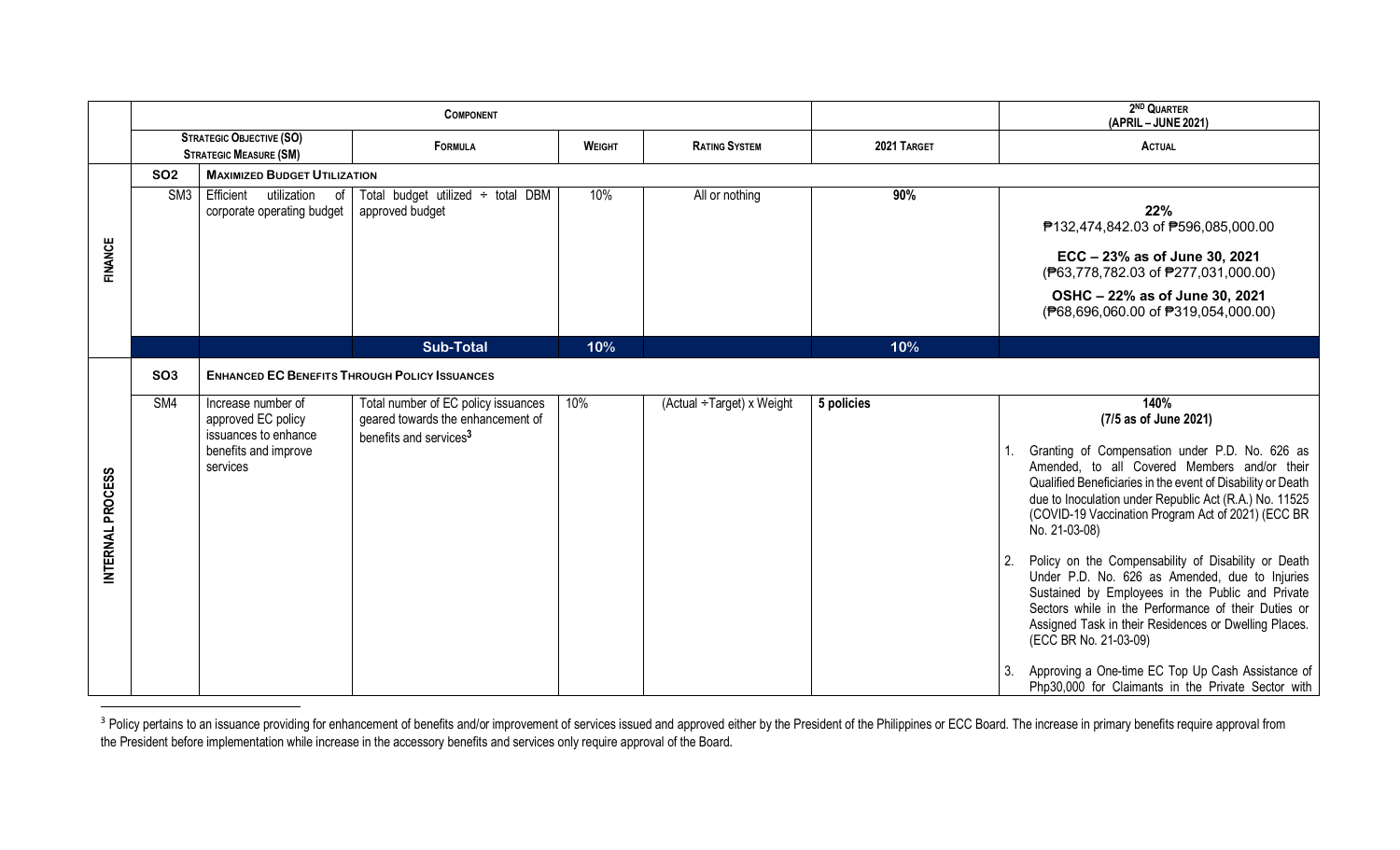| | Component | | | | | | 2ND Quarter (April – June 2021) |
|---|---|---|---|---|---|---|---|
| | Strategic Objective (SO) Strategic Measure (SM) | | Formula | Weight | Rating System | 2021 Target | Actual |
| **FINANCE** | **SO2** | **Maximized Budget Utilization** | | | | | |
| | SM3 | Efficient utilization of corporate operating budget | Total budget utilized ÷ total DBM approved budget | 10% | All or nothing | **90%** | **22%** ₱132,474,842.03 of ₱596,085,000.00 **ECC – 23% as of June 30, 2021** (₱63,778,782.03 of ₱277,031,000.00) **OSHC – 22% as of June 30, 2021** (₱68,696,060.00 of ₱319,054,000.00) |
| | | | **Sub-Total** | **10%** | | **10%** | |
| **INTERNAL PROCESS** | **SO3** | **Enhanced EC Benefits Through Policy Issuances** | | | | | |
| | SM4 | Increase number of approved EC policy issuances to enhance benefits and improve services | Total number of EC policy issuances geared towards the enhancement of benefits and services[3] | 10% | (Actual ÷Target) x Weight | **5 policies** | **140%** **(7/5 as of June 2021)** 1. Granting of Compensation under P.D. No. 626 as Amended, to all Covered Members and/or their Qualified Beneficiaries in the event of Disability or Death due to Inoculation under Republic Act (R.A.) No. 11525 (COVID-19 Vaccination Program Act of 2021) (ECC BR No. 21-03-08) 2. Policy on the Compensability of Disability or Death Under P.D. No. 626 as Amended, due to Injuries Sustained by Employees in the Public and Private Sectors while in the Performance of their Duties or Assigned Task in their Residences or Dwelling Places. (ECC BR No. 21-03-09) 3. Approving a One-time EC Top Up Cash Assistance of Php30,000 for Claimants in the Private Sector with |

[3] Policy pertains to an issuance providing for enhancement of benefits and/or improvement of services issued and approved either by the President of the Philippines or ECC Board. The increase in primary benefits require approval from the President before implementation while increase in the accessory benefits and services only require approval of the Board.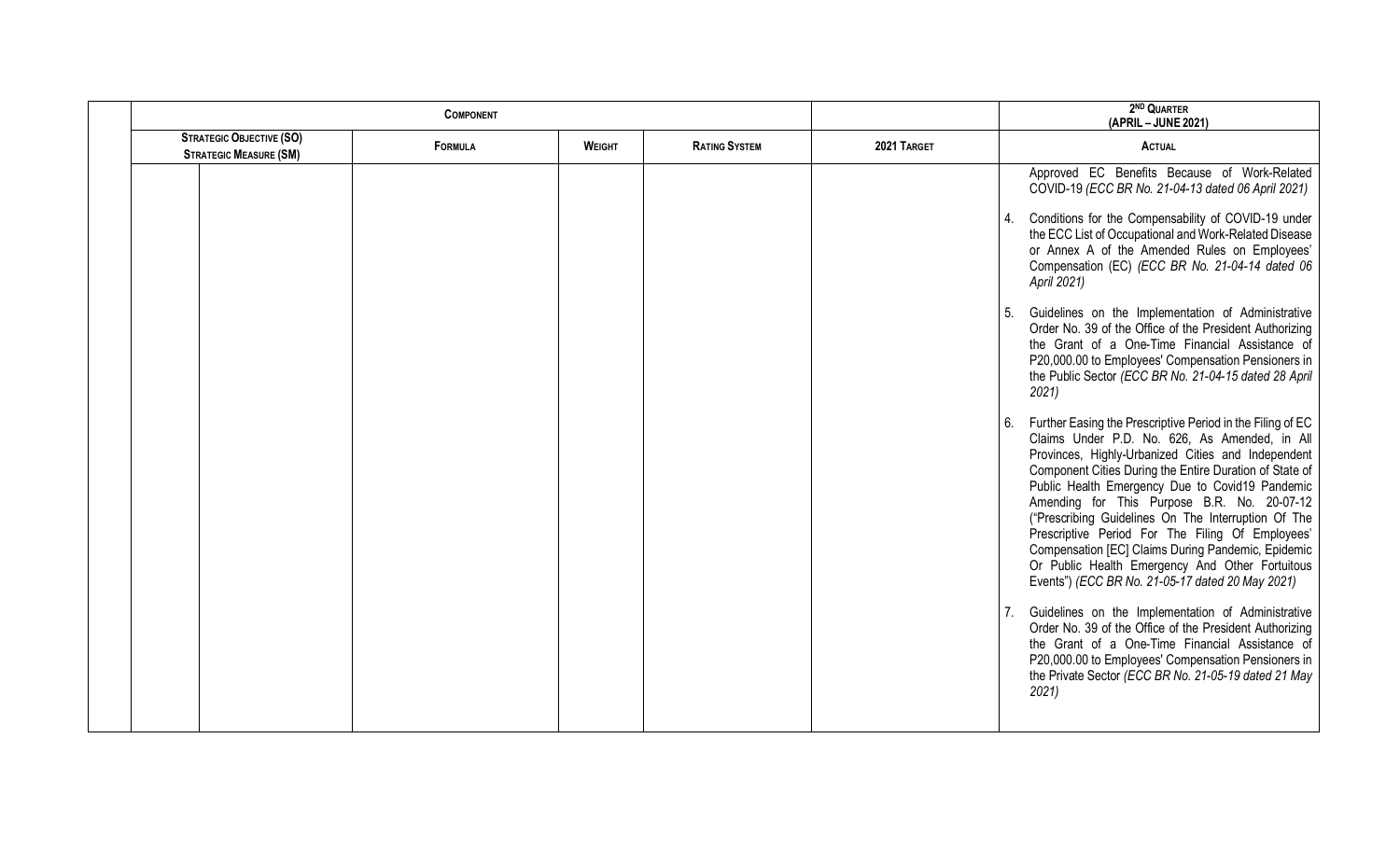| COMPONENT | | | | | 2ND QUARTER (APRIL – JUNE 2021) |
|---|---|---|---|---|---|
| STRATEGIC OBJECTIVE (SO) STRATEGIC MEASURE (SM) | FORMULA | WEIGHT | RATING SYSTEM | 2021 TARGET | ACTUAL |
| | | | | | Approved EC Benefits Because of Work-Related COVID-19 *(ECC BR No. 21-04-13 dated 06 April 2021)*<br><br>4. Conditions for the Compensability of COVID-19 under the ECC List of Occupational and Work-Related Disease or Annex A of the Amended Rules on Employees' Compensation (EC) *(ECC BR No. 21-04-14 dated 06 April 2021)*<br><br>5. Guidelines on the Implementation of Administrative Order No. 39 of the Office of the President Authorizing the Grant of a One-Time Financial Assistance of P20,000.00 to Employees' Compensation Pensioners in the Public Sector *(ECC BR No. 21-04-15 dated 28 April 2021)*<br><br>6. Further Easing the Prescriptive Period in the Filing of EC Claims Under P.D. No. 626, As Amended, in All Provinces, Highly-Urbanized Cities and Independent Component Cities During the Entire Duration of State of Public Health Emergency Due to Covid19 Pandemic Amending for This Purpose B.R. No. 20-07-12 ("Prescribing Guidelines On The Interruption Of The Prescriptive Period For The Filing Of Employees' Compensation [EC] Claims During Pandemic, Epidemic Or Public Health Emergency And Other Fortuitous Events") *(ECC BR No. 21-05-17 dated 20 May 2021)*<br><br>7. Guidelines on the Implementation of Administrative Order No. 39 of the Office of the President Authorizing the Grant of a One-Time Financial Assistance of P20,000.00 to Employees' Compensation Pensioners in the Private Sector *(ECC BR No. 21-05-19 dated 21 May 2021)* |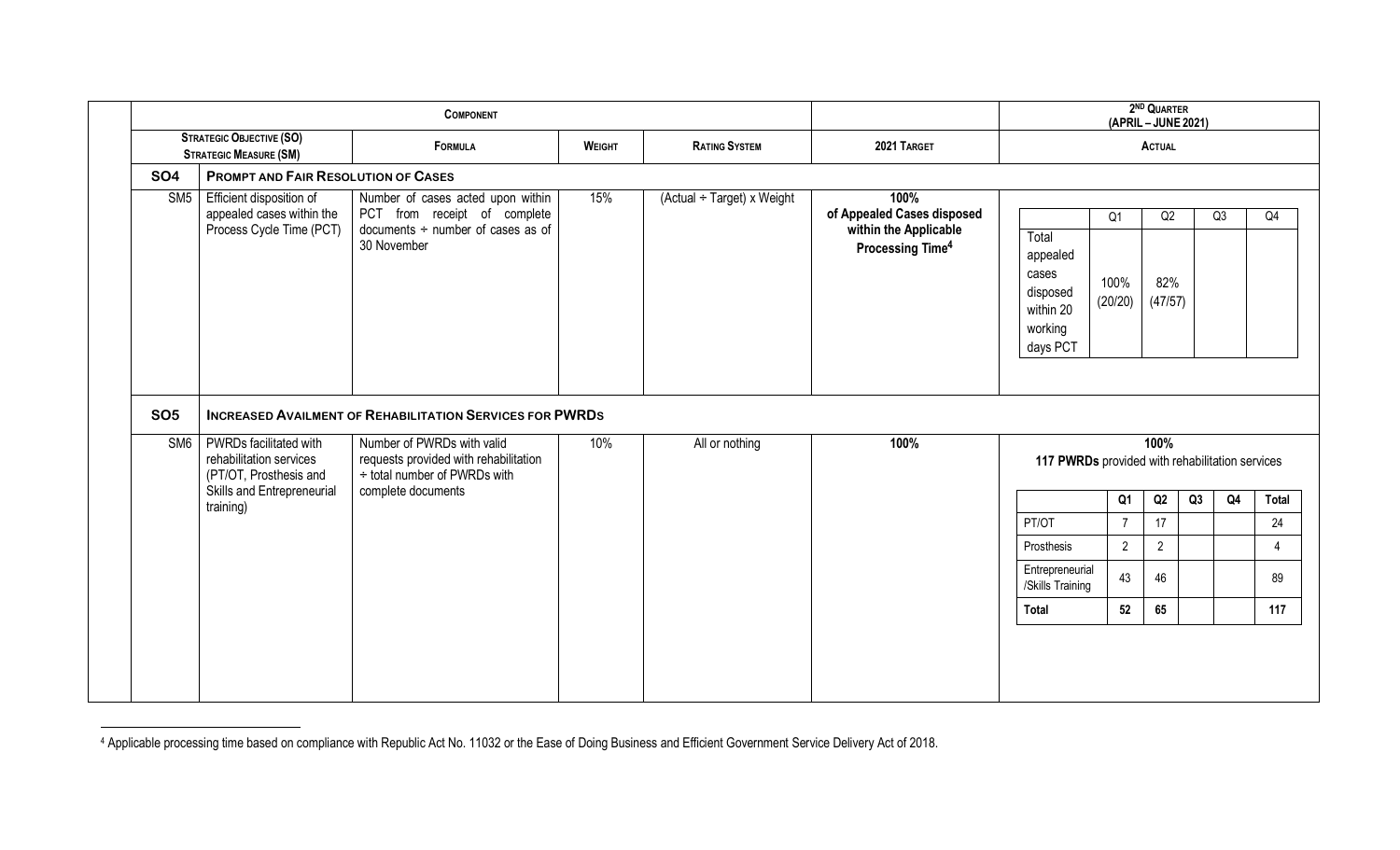| Component | | | | | | 2nd Quarter (April – June 2021) |
|---|---|---|---|---|---|---|
| Strategic Objective (SO) Strategic Measure (SM) | | Formula | Weight | Rating System | 2021 Target | Actual |
| **SO4** | **Prompt and Fair Resolution of Cases** | | | | | |
| SM5 | Efficient disposition of appealed cases within the Process Cycle Time (PCT) | Number of cases acted upon within PCT from receipt of complete documents ÷ number of cases as of 30 November | 15% | (Actual ÷ Target) x Weight | **100% of Appealed Cases disposed within the Applicable Processing Time**[4] | See table A below |
| **SO5** | **Increased Availment of Rehabilitation Services for PWRDs** | | | | | |
| SM6 | PWRDs facilitated with rehabilitation services (PT/OT, Prosthesis and Skills and Entrepreneurial training) | Number of PWRDs with valid requests provided with rehabilitation ÷ total number of PWRDs with complete documents | 10% | All or nothing | **100%** | **100%** **117 PWRDs** provided with rehabilitation services (see table B below) |

Table A (SM5 Actual):

| | Q1 | Q2 | Q3 | Q4 |
|---|---|---|---|---|
| Total appealed cases disposed within 20 working days PCT | 100% (20/20) | 82% (47/57) | | |

Table B (SM6 Actual):

| | Q1 | Q2 | Q3 | Q4 | Total |
|---|---|---|---|---|---|
| PT/OT | 7 | 17 | | | 24 |
| Prosthesis | 2 | 2 | | | 4 |
| Entrepreneurial /Skills Training | 43 | 46 | | | 89 |
| **Total** | **52** | **65** | | | **117** |

[4] Applicable processing time based on compliance with Republic Act No. 11032 or the Ease of Doing Business and Efficient Government Service Delivery Act of 2018.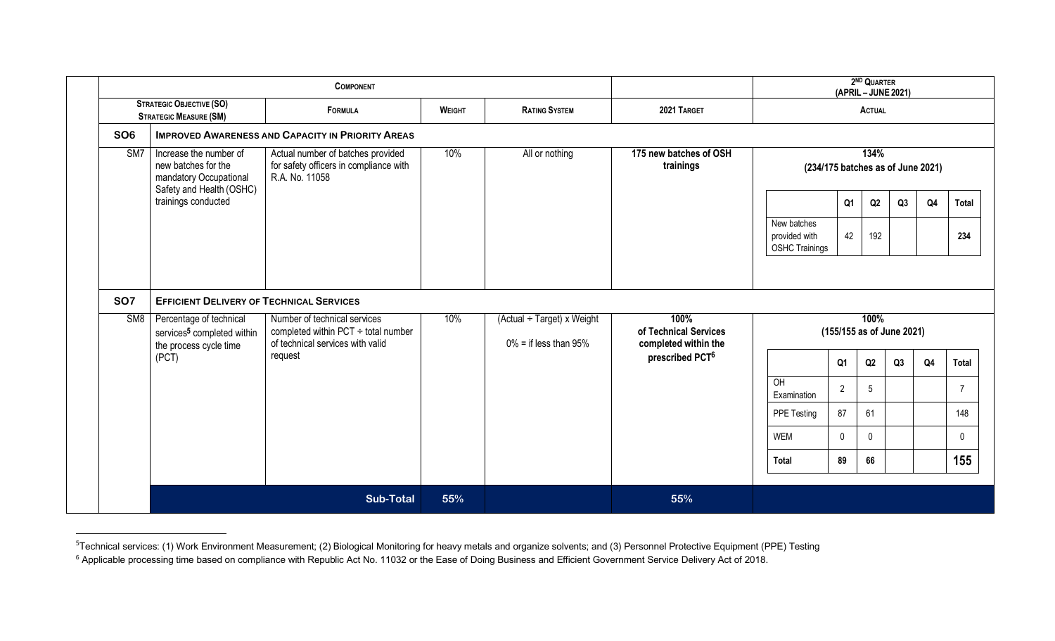| Component | | | | | | 2ND Quarter (April – June 2021) |
|---|---|---|---|---|---|---|
| Strategic Objective (SO) / Strategic Measure (SM) | | Formula | Weight | Rating System | 2021 Target | Actual |
| **SO6** | **Improved Awareness and Capacity in Priority Areas** | | | | | |
| SM7 | Increase the number of new batches for the mandatory Occupational Safety and Health (OSHC) trainings conducted | Actual number of batches provided for safety officers in compliance with R.A. No. 11058 | 10% | All or nothing | **175 new batches of OSH trainings** | **134%** **(234/175 batches as of June 2021)** |
| **SO7** | **Efficient Delivery of Technical Services** | | | | | |
| SM8 | Percentage of technical services[5] completed within the process cycle time (PCT) | Number of technical services completed within PCT ÷ total number of technical services with valid request | 10% | (Actual ÷ Target) x Weight; 0% = if less than 95% | **100% of Technical Services completed within the prescribed PCT[6]** | **100%** **(155/155 as of June 2021)** |
| | | **Sub-Total** | **55%** | | **55%** | |

SM7 Actual breakdown:

| | Q1 | Q2 | Q3 | Q4 | Total |
|---|---|---|---|---|---|
| New batches provided with OSHC Trainings | 42 | 192 | | | **234** |

SM8 Actual breakdown:

| | Q1 | Q2 | Q3 | Q4 | Total |
|---|---|---|---|---|---|
| OH Examination | 2 | 5 | | | 7 |
| PPE Testing | 87 | 61 | | | 148 |
| WEM | 0 | 0 | | | 0 |
| **Total** | **89** | **66** | | | **155** |

---

[5]Technical services: (1) Work Environment Measurement; (2) Biological Monitoring for heavy metals and organize solvents; and (3) Personnel Protective Equipment (PPE) Testing

[6] Applicable processing time based on compliance with Republic Act No. 11032 or the Ease of Doing Business and Efficient Government Service Delivery Act of 2018.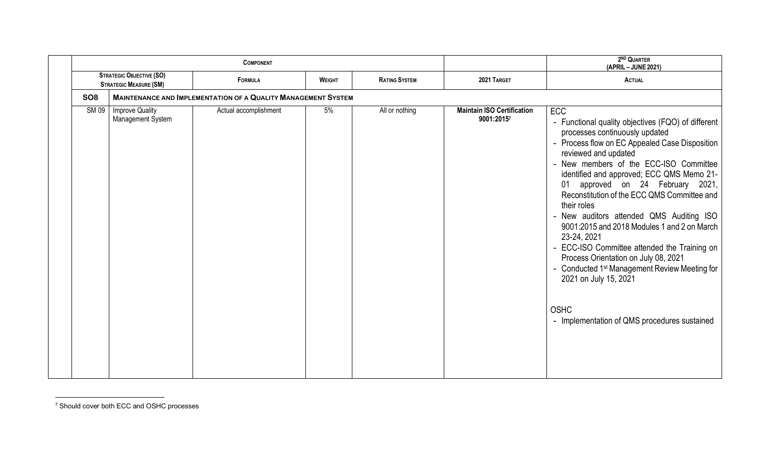| Component | | | | | | 2ND Quarter (April – June 2021) |
|---|---|---|---|---|---|---|
| Strategic Objective (SO) Strategic Measure (SM) | | Formula | Weight | Rating System | 2021 Target | Actual |
| **SO8** | **Maintenance and Implementation of a Quality Management System** | | | | | |
| SM 09 | Improve Quality Management System | Actual accomplishment | 5% | All or nothing | **Maintain ISO Certification 9001:2015**[7] | ECC<br>- Functional quality objectives (FQO) of different processes continuously updated<br>- Process flow on EC Appealed Case Disposition reviewed and updated<br>- New members of the ECC-ISO Committee identified and approved; ECC QMS Memo 21-01 approved on 24 February 2021, Reconstitution of the ECC QMS Committee and their roles<br>- New auditors attended QMS Auditing ISO 9001:2015 and 2018 Modules 1 and 2 on March 23-24, 2021<br>- ECC-ISO Committee attended the Training on Process Orientation on July 08, 2021<br>- Conducted 1st Management Review Meeting for 2021 on July 15, 2021<br><br>OSHC<br>- Implementation of QMS procedures sustained |

[7] Should cover both ECC and OSHC processes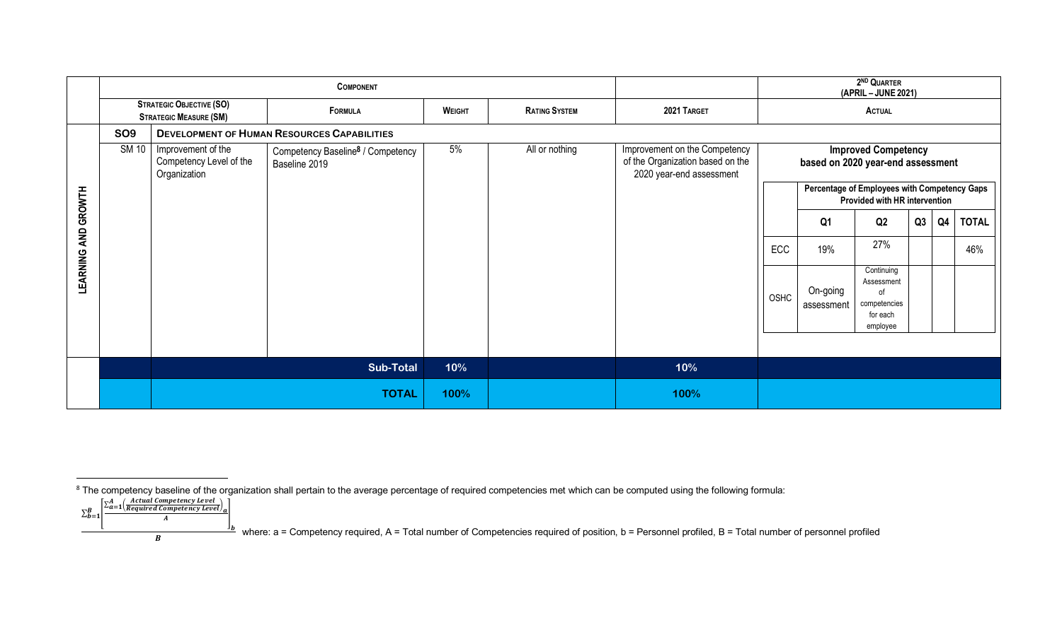| | Component | | | | | | 2nd Quarter (April – June 2021) | | | | | |
|---|---|---|---|---|---|---|---|---|---|---|---|---|
| | Strategic Objective (SO) Strategic Measure (SM) | | Formula | Weight | Rating System | 2021 Target | Actual | | | | | |
| LEARNING AND GROWTH | **SO9** | **Development of Human Resources Capabilities** | | | | | | | | | | |
| | SM 10 | Improvement of the Competency Level of the Organization | Competency Baseline[8] / Competency Baseline 2019 | 5% | All or nothing | Improvement on the Competency of the Organization based on the 2020 year-end assessment | **Improved Competency based on 2020 year-end assessment** | | | | | |
| | | | | | | | | **Percentage of Employees with Competency Gaps Provided with HR intervention** | | | | |
| | | | | | | | | Q1 | Q2 | Q3 | Q4 | TOTAL |
| | | | | | | | ECC | 19% | 27% | | | 46% |
| | | | | | | | OSHC | On-going assessment | Continuing Assessment of competencies for each employee | | | |
| | | | **Sub-Total** | **10%** | | **10%** | | | | | | |
| | | | **TOTAL** | **100%** | | **100%** | | | | | | |

[8] The competency baseline of the organization shall pertain to the average percentage of required competencies met which can be computed using the following formula:

$$\frac{\sum_{b=1}^{B}\left[\frac{\sum_{a=1}^{A}\left(\frac{Actual\ Competency\ Level}{Required\ Competency\ Level}\right)_a}{A}\right]_b}{B}$$

where: a = Competency required, A = Total number of Competencies required of position, b = Personnel profiled, B = Total number of personnel profiled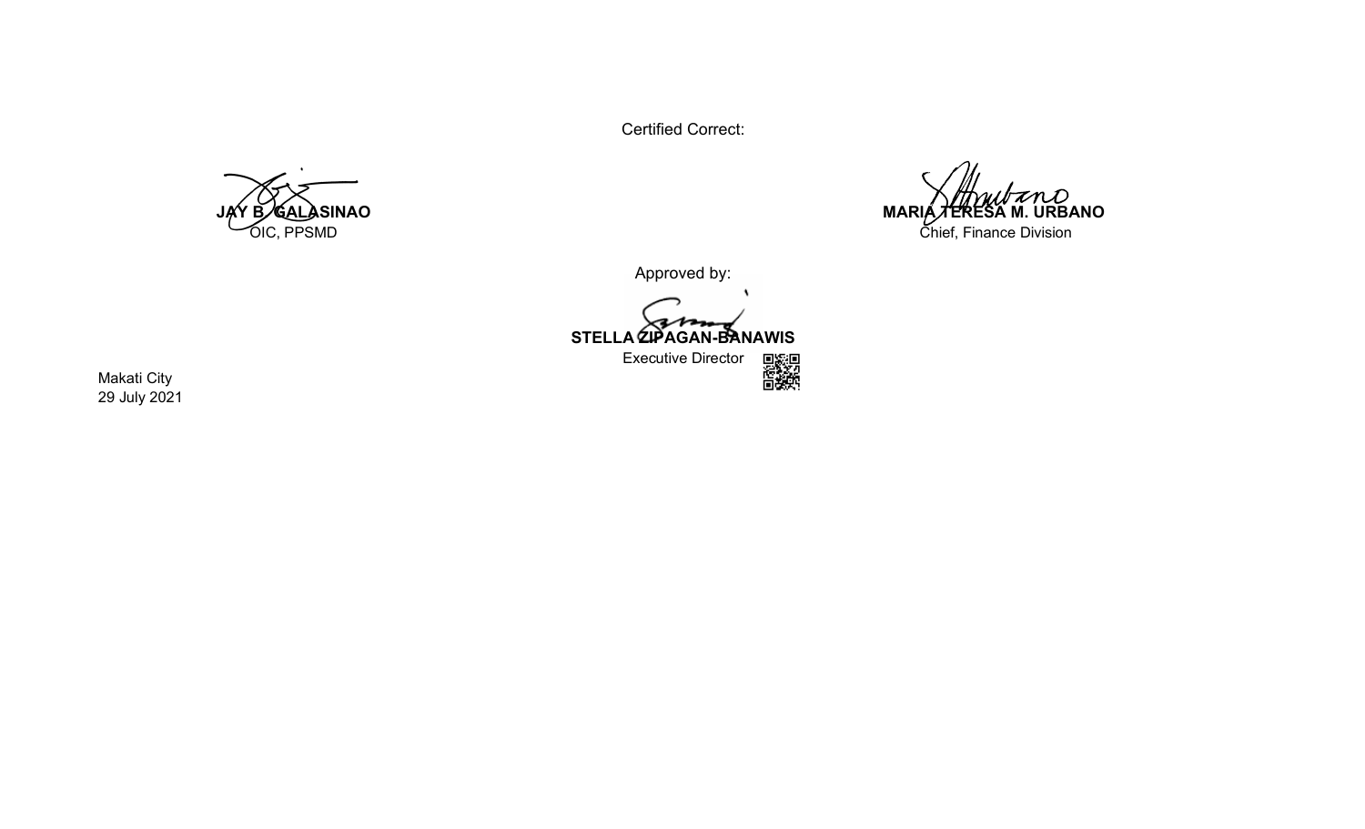Certified Correct:

**JAY B. GALASINAO**
OIC, PPSMD

**MARIA TERESA M. URBANO**
Chief, Finance Division

Approved by:

**STELLA ZIPAGAN-BANAWIS**
Executive Director

Makati City
29 July 2021